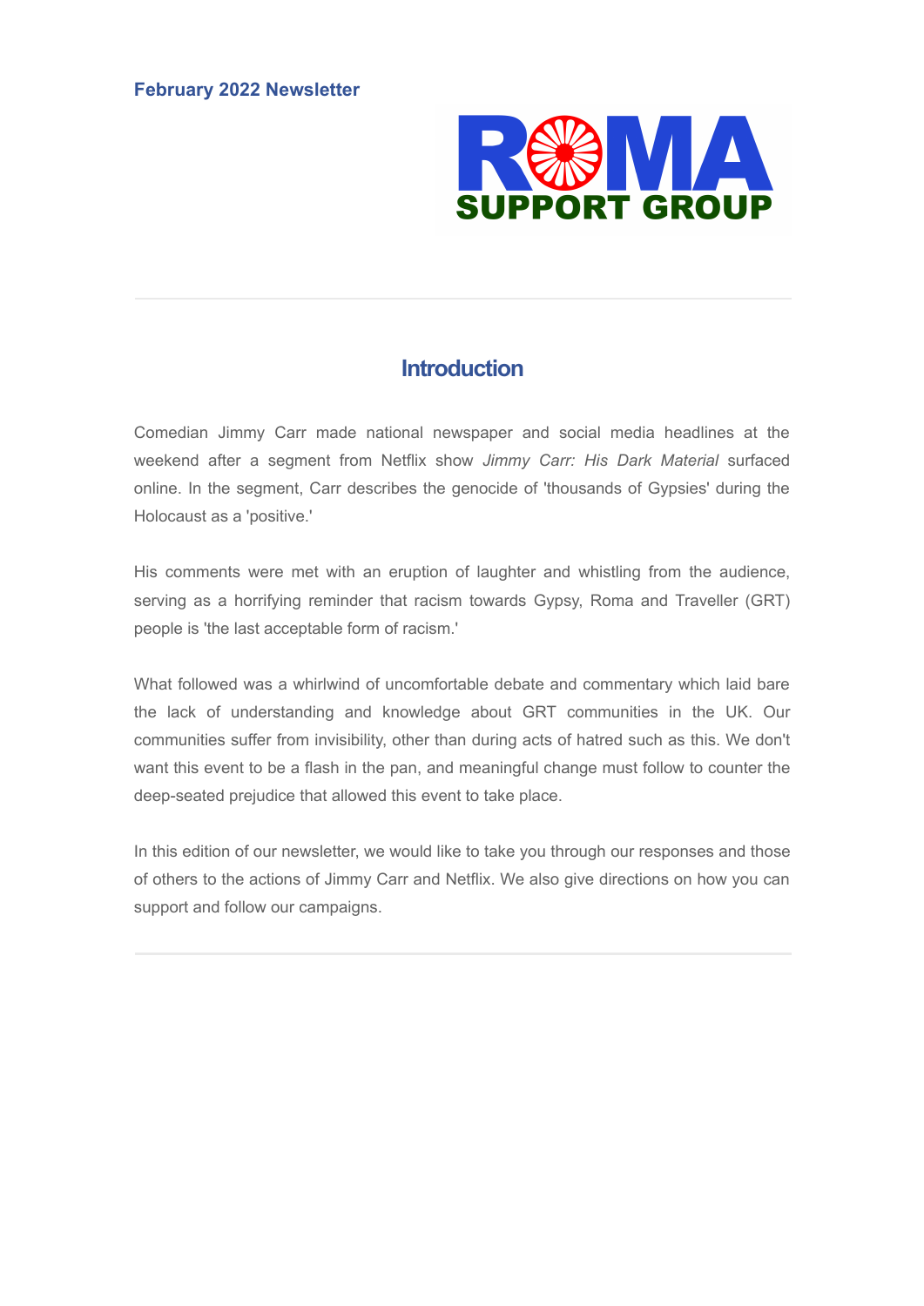**February 2022 Newsletter**

ROMA SUPPORT GROUP

## Introduction

Comedian Jimmy Carr made national newspaper and social media headlines at the weekend after a segment from Netflix show *Jimmy Carr: His Dark Material* surfaced online. In the segment, Carr describes the genocide of 'thousands of Gypsies' during the Holocaust as a 'positive.'

His comments were met with an eruption of laughter and whistling from the audience, serving as a horrifying reminder that racism towards Gypsy, Roma and Traveller (GRT) people is 'the last acceptable form of racism.'

What followed was a whirlwind of uncomfortable debate and commentary which laid bare the lack of understanding and knowledge about GRT communities in the UK. Our communities suffer from invisibility, other than during acts of hatred such as this. We don't want this event to be a flash in the pan, and meaningful change must follow to counter the deep-seated prejudice that allowed this event to take place.

In this edition of our newsletter, we would like to take you through our responses and those of others to the actions of Jimmy Carr and Netflix. We also give directions on how you can support and follow our campaigns.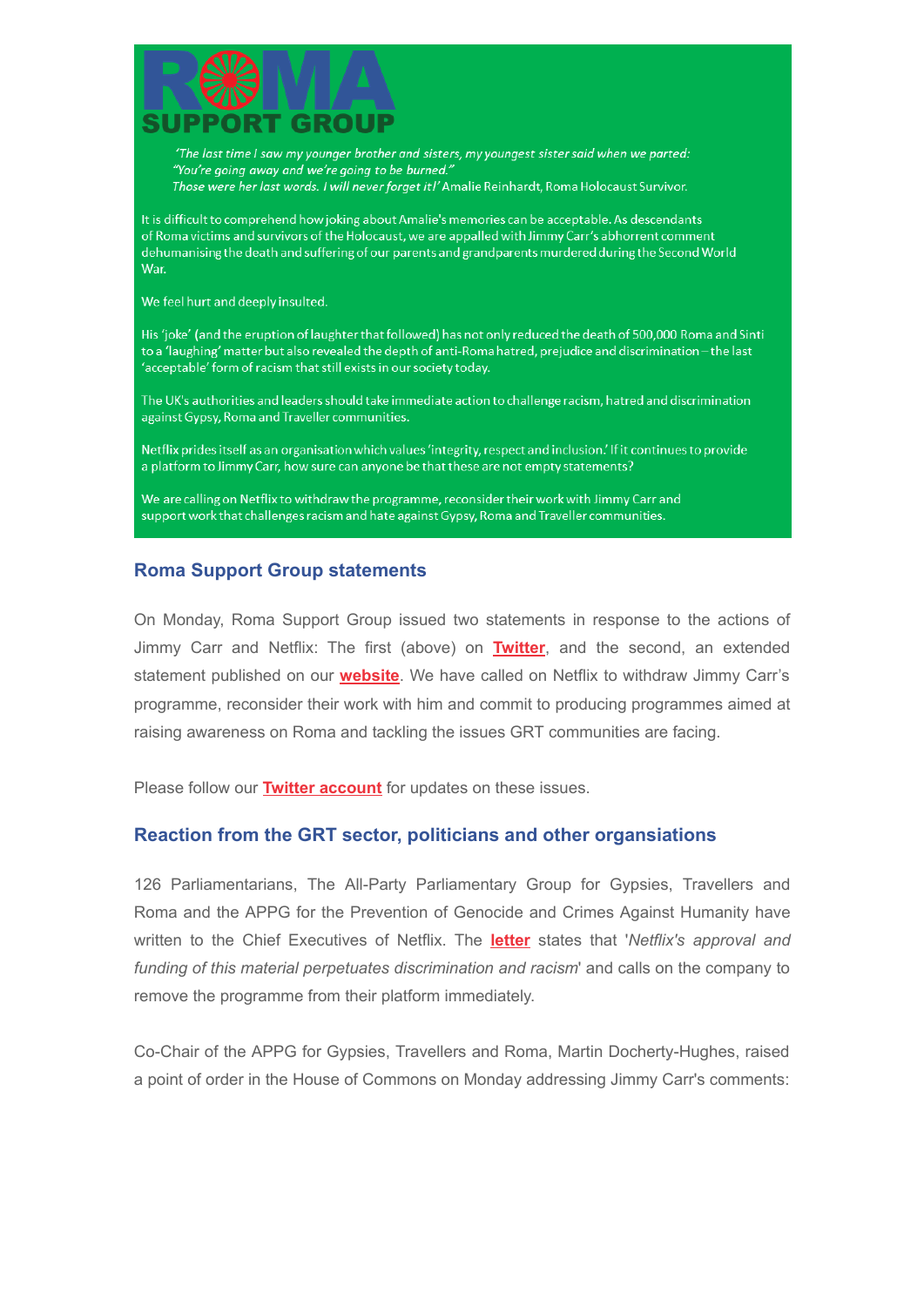ROMA SUPPORT GROUP

*'The last time I saw my younger brother and sisters, my youngest sister said when we parted: "You're going away and we're going to be burned." Those were her last words. I will never forget it!'* Amalie Reinhardt, Roma Holocaust Survivor.

It is difficult to comprehend how joking about Amalie's memories can be acceptable. As descendants of Roma victims and survivors of the Holocaust, we are appalled with Jimmy Carr's abhorrent comment dehumanising the death and suffering of our parents and grandparents murdered during the Second World War.

We feel hurt and deeply insulted.

His 'joke' (and the eruption of laughter that followed) has not only reduced the death of 500,000 Roma and Sinti to a 'laughing' matter but also revealed the depth of anti-Roma hatred, prejudice and discrimination – the last 'acceptable' form of racism that still exists in our society today.

The UK's authorities and leaders should take immediate action to challenge racism, hatred and discrimination against Gypsy, Roma and Traveller communities.

Netflix prides itself as an organisation which values 'integrity, respect and inclusion.' If it continues to provide a platform to Jimmy Carr, how sure can anyone be that these are not empty statements?

We are calling on Netflix to withdraw the programme, reconsider their work with Jimmy Carr and support work that challenges racism and hate against Gypsy, Roma and Traveller communities.

## Roma Support Group statements

On Monday, Roma Support Group issued two statements in response to the actions of Jimmy Carr and Netflix: The first (above) on **Twitter**, and the second, an extended statement published on our **website**. We have called on Netflix to withdraw Jimmy Carr's programme, reconsider their work with him and commit to producing programmes aimed at raising awareness on Roma and tackling the issues GRT communities are facing.

Please follow our **Twitter account** for updates on these issues.

## Reaction from the GRT sector, politicians and other organisations

126 Parliamentarians, The All-Party Parliamentary Group for Gypsies, Travellers and Roma and the APPG for the Prevention of Genocide and Crimes Against Humanity have written to the Chief Executives of Netflix. The letter states that '*Netflix's approval and funding of this material perpetuates discrimination and racism*' and calls on the company to remove the programme from their platform immediately.

Co-Chair of the APPG for Gypsies, Travellers and Roma, Martin Docherty-Hughes, raised a point of order in the House of Commons on Monday addressing Jimmy Carr's comments: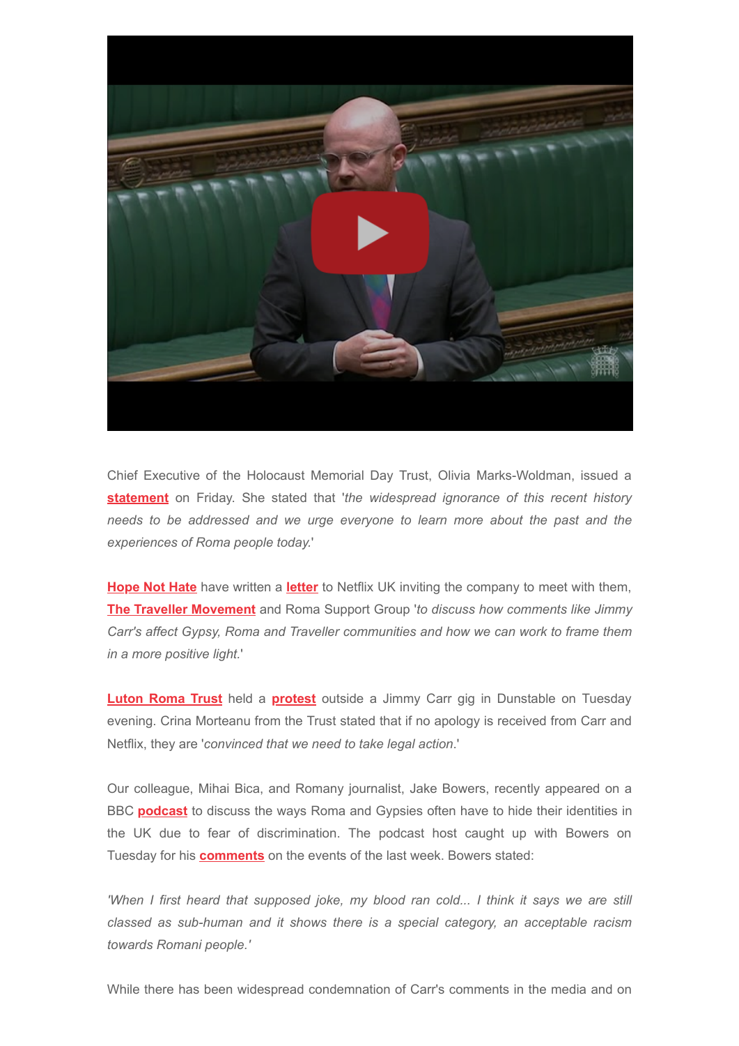Chief Executive of the Holocaust Memorial Day Trust, Olivia Marks-Woldman, issued a **statement** on Friday. She stated that '*the widespread ignorance of this recent history needs to be addressed and we urge everyone to learn more about the past and the experiences of Roma people today.*'

**Hope Not Hate** have written a **letter** to Netflix UK inviting the company to meet with them, **The Traveller Movement** and Roma Support Group '*to discuss how comments like Jimmy Carr's affect Gypsy, Roma and Traveller communities and how we can work to frame them in a more positive light.*'

**Luton Roma Trust** held a **protest** outside a Jimmy Carr gig in Dunstable on Tuesday evening. Crina Morteanu from the Trust stated that if no apology is received from Carr and Netflix, they are '*convinced that we need to take legal action*.'

Our colleague, Mihai Bica, and Romany journalist, Jake Bowers, recently appeared on a BBC **podcast** to discuss the ways Roma and Gypsies often have to hide their identities in the UK due to fear of discrimination. The podcast host caught up with Bowers on Tuesday for his **comments** on the events of the last week. Bowers stated:

*'When I first heard that supposed joke, my blood ran cold... I think it says we are still classed as sub-human and it shows there is a special category, an acceptable racism towards Romani people.'*

While there has been widespread condemnation of Carr's comments in the media and on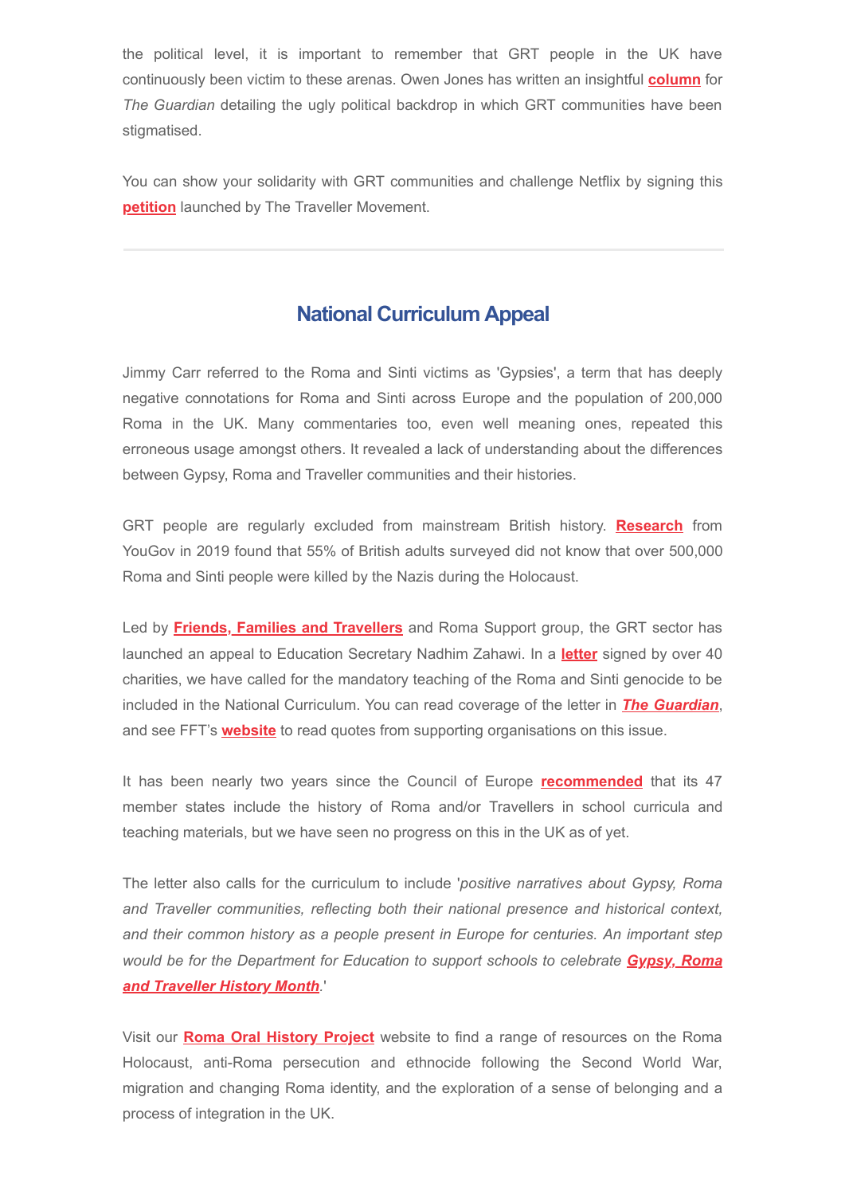the political level, it is important to remember that GRT people in the UK have continuously been victim to these arenas. Owen Jones has written an insightful **column** for *The Guardian* detailing the ugly political backdrop in which GRT communities have been stigmatised.

You can show your solidarity with GRT communities and challenge Netflix by signing this **petition** launched by The Traveller Movement.

---

## National Curriculum Appeal

Jimmy Carr referred to the Roma and Sinti victims as 'Gypsies', a term that has deeply negative connotations for Roma and Sinti across Europe and the population of 200,000 Roma in the UK. Many commentaries too, even well meaning ones, repeated this erroneous usage amongst others. It revealed a lack of understanding about the differences between Gypsy, Roma and Traveller communities and their histories.

GRT people are regularly excluded from mainstream British history. **Research** from YouGov in 2019 found that 55% of British adults surveyed did not know that over 500,000 Roma and Sinti people were killed by the Nazis during the Holocaust.

Led by **Friends, Families and Travellers** and Roma Support group, the GRT sector has launched an appeal to Education Secretary Nadhim Zahawi. In a **letter** signed by over 40 charities, we have called for the mandatory teaching of the Roma and Sinti genocide to be included in the National Curriculum. You can read coverage of the letter in ***The Guardian***, and see FFT's **website** to read quotes from supporting organisations on this issue.

It has been nearly two years since the Council of Europe **recommended** that its 47 member states include the history of Roma and/or Travellers in school curricula and teaching materials, but we have seen no progress on this in the UK as of yet.

The letter also calls for the curriculum to include '*positive narratives about Gypsy, Roma and Traveller communities, reflecting both their national presence and historical context, and their common history as a people present in Europe for centuries. An important step would be for the Department for Education to support schools to celebrate* ***Gypsy, Roma and Traveller History Month***.'

Visit our **Roma Oral History Project** website to find a range of resources on the Roma Holocaust, anti-Roma persecution and ethnocide following the Second World War, migration and changing Roma identity, and the exploration of a sense of belonging and a process of integration in the UK.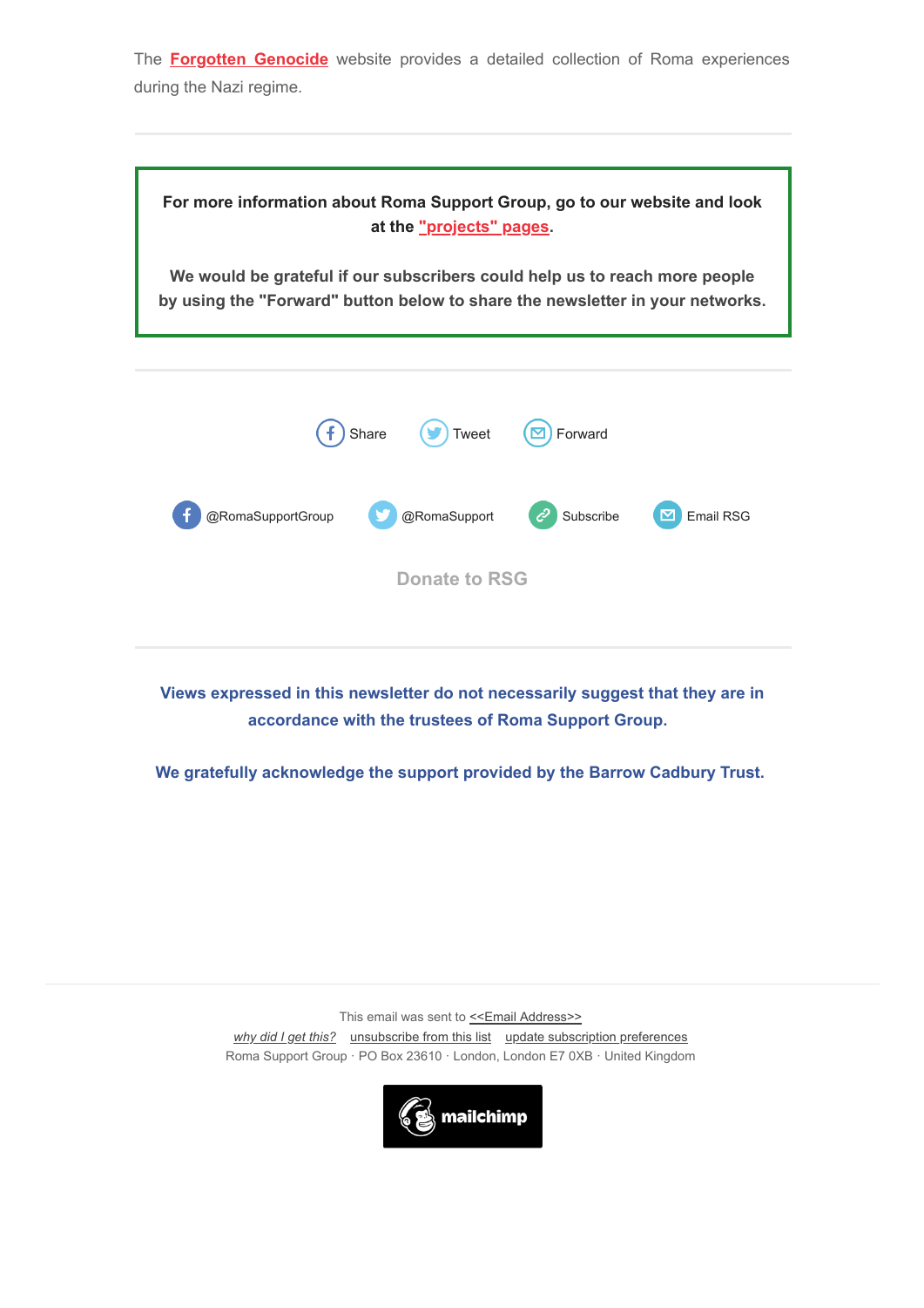The **Forgotten Genocide** website provides a detailed collection of Roma experiences during the Nazi regime.

---

**For more information about Roma Support Group, go to our website and look at the "projects" pages.**

**We would be grateful if our subscribers could help us to reach more people by using the "Forward" button below to share the newsletter in your networks.**

---

Share Tweet Forward

@RomaSupportGroup @RomaSupport Subscribe Email RSG

**Donate to RSG**

---

**Views expressed in this newsletter do not necessarily suggest that they are in accordance with the trustees of Roma Support Group.**

**We gratefully acknowledge the support provided by the Barrow Cadbury Trust.**

---

This email was sent to <<Email Address>>

*why did I get this?* unsubscribe from this list update subscription preferences

Roma Support Group · PO Box 23610 · London, London E7 0XB · United Kingdom

mailchimp